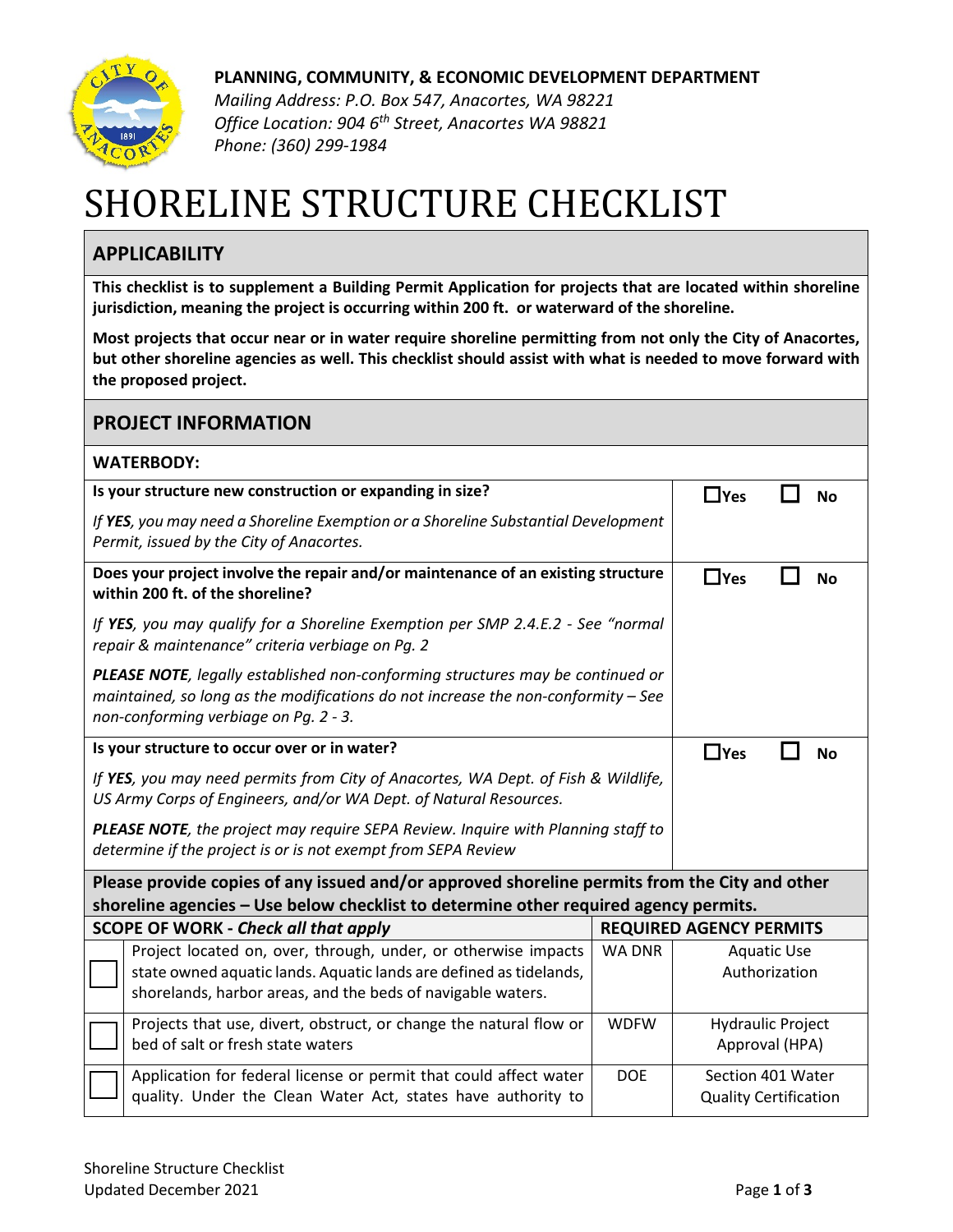**PLANNING, COMMUNITY, & ECONOMIC DEVELOPMENT DEPARTMENT**

*Mailing Address: P.O. Box 547, Anacortes, WA 98221*
*Office Location: 904 6th Street, Anacortes WA 98821*
*Phone: (360) 299-1984*

# SHORELINE STRUCTURE CHECKLIST

## APPLICABILITY

**This checklist is to supplement a Building Permit Application for projects that are located within shoreline jurisdiction, meaning the project is occurring within 200 ft. or waterward of the shoreline.**

**Most projects that occur near or in water require shoreline permitting from not only the City of Anacortes, but other shoreline agencies as well. This checklist should assist with what is needed to move forward with the proposed project.**

## PROJECT INFORMATION

**WATERBODY:**

| Question | Answer |
|---|---|
| **Is your structure new construction or expanding in size?**<br><br>*If **YES**, you may need a Shoreline Exemption or a Shoreline Substantial Development Permit, issued by the City of Anacortes.* | ☐ Yes ☐ No |
| **Does your project involve the repair and/or maintenance of an existing structure within 200 ft. of the shoreline?**<br><br>*If **YES**, you may qualify for a Shoreline Exemption per SMP 2.4.E.2 - See "normal repair & maintenance" criteria verbiage on Pg. 2*<br><br>***PLEASE NOTE**, legally established non-conforming structures may be continued or maintained, so long as the modifications do not increase the non-conformity – See non-conforming verbiage on Pg. 2 - 3.* | ☐ Yes ☐ No |
| **Is your structure to occur over or in water?**<br><br>*If **YES**, you may need permits from City of Anacortes, WA Dept. of Fish & Wildlife, US Army Corps of Engineers, and/or WA Dept. of Natural Resources.*<br><br>***PLEASE NOTE**, the project may require SEPA Review. Inquire with Planning staff to determine if the project is or is not exempt from SEPA Review* | ☐ Yes ☐ No |

**Please provide copies of any issued and/or approved shoreline permits from the City and other shoreline agencies – Use below checklist to determine other required agency permits.**

| | **SCOPE OF WORK** - ***Check all that apply*** | **REQUIRED AGENCY PERMITS** | |
|---|---|---|---|
| ☐ | Project located on, over, through, under, or otherwise impacts state owned aquatic lands. Aquatic lands are defined as tidelands, shorelands, harbor areas, and the beds of navigable waters. | WA DNR | Aquatic Use Authorization |
| ☐ | Projects that use, divert, obstruct, or change the natural flow or bed of salt or fresh state waters | WDFW | Hydraulic Project Approval (HPA) |
| ☐ | Application for federal license or permit that could affect water quality. Under the Clean Water Act, states have authority to | DOE | Section 401 Water Quality Certification |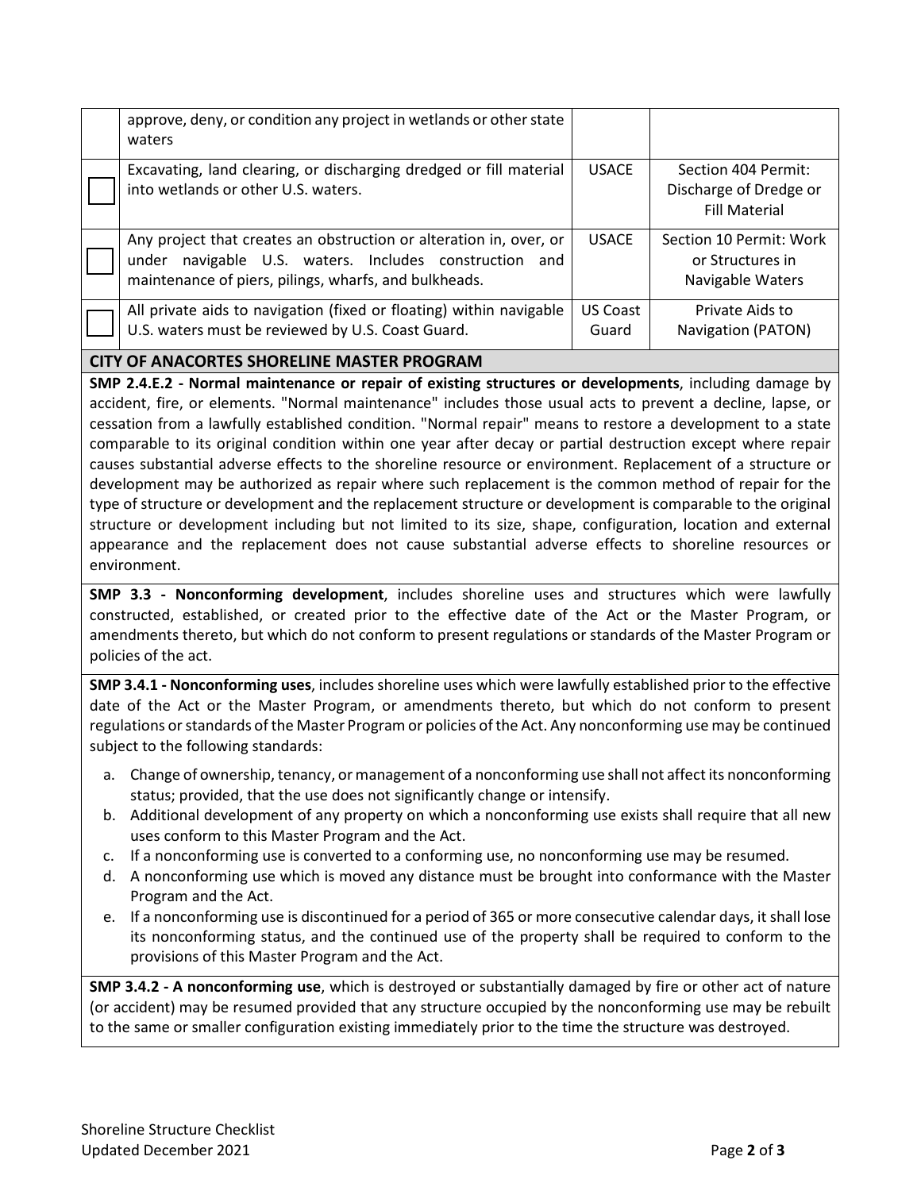| | | | |
|---|---|---|---|
| | approve, deny, or condition any project in wetlands or other state waters | | |
| ☐ | Excavating, land clearing, or discharging dredged or fill material into wetlands or other U.S. waters. | USACE | Section 404 Permit: Discharge of Dredge or Fill Material |
| ☐ | Any project that creates an obstruction or alteration in, over, or under navigable U.S. waters. Includes construction and maintenance of piers, pilings, wharfs, and bulkheads. | USACE | Section 10 Permit: Work or Structures in Navigable Waters |
| ☐ | All private aids to navigation (fixed or floating) within navigable U.S. waters must be reviewed by U.S. Coast Guard. | US Coast Guard | Private Aids to Navigation (PATON) |

## CITY OF ANACORTES SHORELINE MASTER PROGRAM

**SMP 2.4.E.2 - Normal maintenance or repair of existing structures or developments**, including damage by accident, fire, or elements. "Normal maintenance" includes those usual acts to prevent a decline, lapse, or cessation from a lawfully established condition. "Normal repair" means to restore a development to a state comparable to its original condition within one year after decay or partial destruction except where repair causes substantial adverse effects to the shoreline resource or environment. Replacement of a structure or development may be authorized as repair where such replacement is the common method of repair for the type of structure or development and the replacement structure or development is comparable to the original structure or development including but not limited to its size, shape, configuration, location and external appearance and the replacement does not cause substantial adverse effects to shoreline resources or environment.

**SMP 3.3 - Nonconforming development**, includes shoreline uses and structures which were lawfully constructed, established, or created prior to the effective date of the Act or the Master Program, or amendments thereto, but which do not conform to present regulations or standards of the Master Program or policies of the act.

**SMP 3.4.1 - Nonconforming uses**, includes shoreline uses which were lawfully established prior to the effective date of the Act or the Master Program, or amendments thereto, but which do not conform to present regulations or standards of the Master Program or policies of the Act. Any nonconforming use may be continued subject to the following standards:

a. Change of ownership, tenancy, or management of a nonconforming use shall not affect its nonconforming status; provided, that the use does not significantly change or intensify.
b. Additional development of any property on which a nonconforming use exists shall require that all new uses conform to this Master Program and the Act.
c. If a nonconforming use is converted to a conforming use, no nonconforming use may be resumed.
d. A nonconforming use which is moved any distance must be brought into conformance with the Master Program and the Act.
e. If a nonconforming use is discontinued for a period of 365 or more consecutive calendar days, it shall lose its nonconforming status, and the continued use of the property shall be required to conform to the provisions of this Master Program and the Act.

**SMP 3.4.2 - A nonconforming use**, which is destroyed or substantially damaged by fire or other act of nature (or accident) may be resumed provided that any structure occupied by the nonconforming use may be rebuilt to the same or smaller configuration existing immediately prior to the time the structure was destroyed.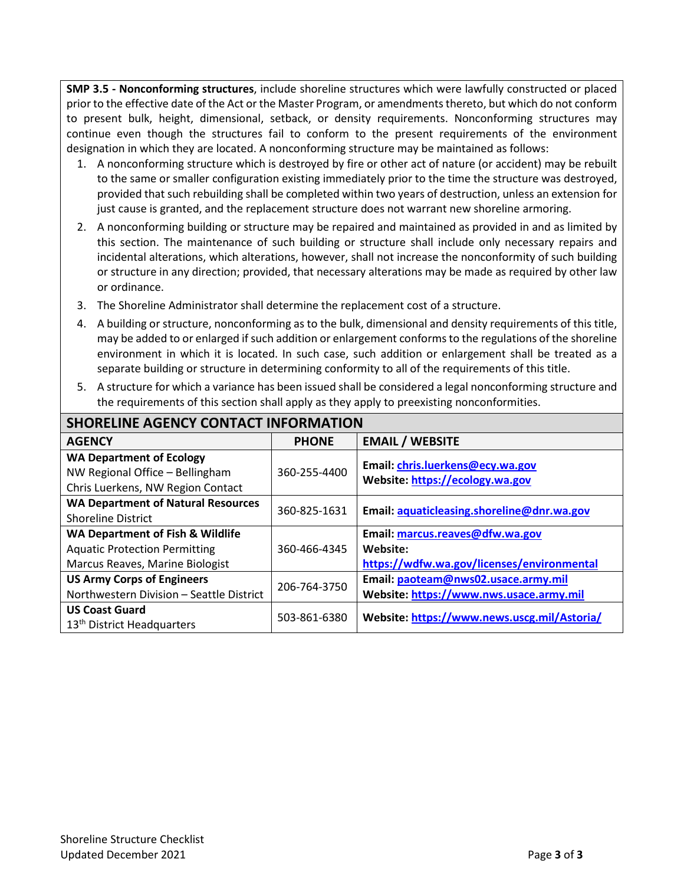**SMP 3.5 - Nonconforming structures**, include shoreline structures which were lawfully constructed or placed prior to the effective date of the Act or the Master Program, or amendments thereto, but which do not conform to present bulk, height, dimensional, setback, or density requirements. Nonconforming structures may continue even though the structures fail to conform to the present requirements of the environment designation in which they are located. A nonconforming structure may be maintained as follows:

1. A nonconforming structure which is destroyed by fire or other act of nature (or accident) may be rebuilt to the same or smaller configuration existing immediately prior to the time the structure was destroyed, provided that such rebuilding shall be completed within two years of destruction, unless an extension for just cause is granted, and the replacement structure does not warrant new shoreline armoring.
2. A nonconforming building or structure may be repaired and maintained as provided in and as limited by this section. The maintenance of such building or structure shall include only necessary repairs and incidental alterations, which alterations, however, shall not increase the nonconformity of such building or structure in any direction; provided, that necessary alterations may be made as required by other law or ordinance.
3. The Shoreline Administrator shall determine the replacement cost of a structure.
4. A building or structure, nonconforming as to the bulk, dimensional and density requirements of this title, may be added to or enlarged if such addition or enlargement conforms to the regulations of the shoreline environment in which it is located. In such case, such addition or enlargement shall be treated as a separate building or structure in determining conformity to all of the requirements of this title.
5. A structure for which a variance has been issued shall be considered a legal nonconforming structure and the requirements of this section shall apply as they apply to preexisting nonconformities.

## SHORELINE AGENCY CONTACT INFORMATION

| AGENCY | PHONE | EMAIL / WEBSITE |
|---|---|---|
| **WA Department of Ecology**<br>NW Regional Office – Bellingham<br>Chris Luerkens, NW Region Contact | 360-255-4400 | **Email:** chris.luerkens@ecy.wa.gov<br>**Website:** https://ecology.wa.gov |
| **WA Department of Natural Resources**<br>Shoreline District | 360-825-1631 | **Email:** aquaticleasing.shoreline@dnr.wa.gov |
| **WA Department of Fish & Wildlife**<br>Aquatic Protection Permitting<br>Marcus Reaves, Marine Biologist | 360-466-4345 | **Email:** marcus.reaves@dfw.wa.gov<br>**Website:**<br>https://wdfw.wa.gov/licenses/environmental |
| **US Army Corps of Engineers**<br>Northwestern Division – Seattle District | 206-764-3750 | **Email:** paoteam@nws02.usace.army.mil<br>**Website:** https://www.nws.usace.army.mil |
| **US Coast Guard**<br>13th District Headquarters | 503-861-6380 | **Website:** https://www.news.uscg.mil/Astoria/ |

Shoreline Structure Checklist
Updated December 2021